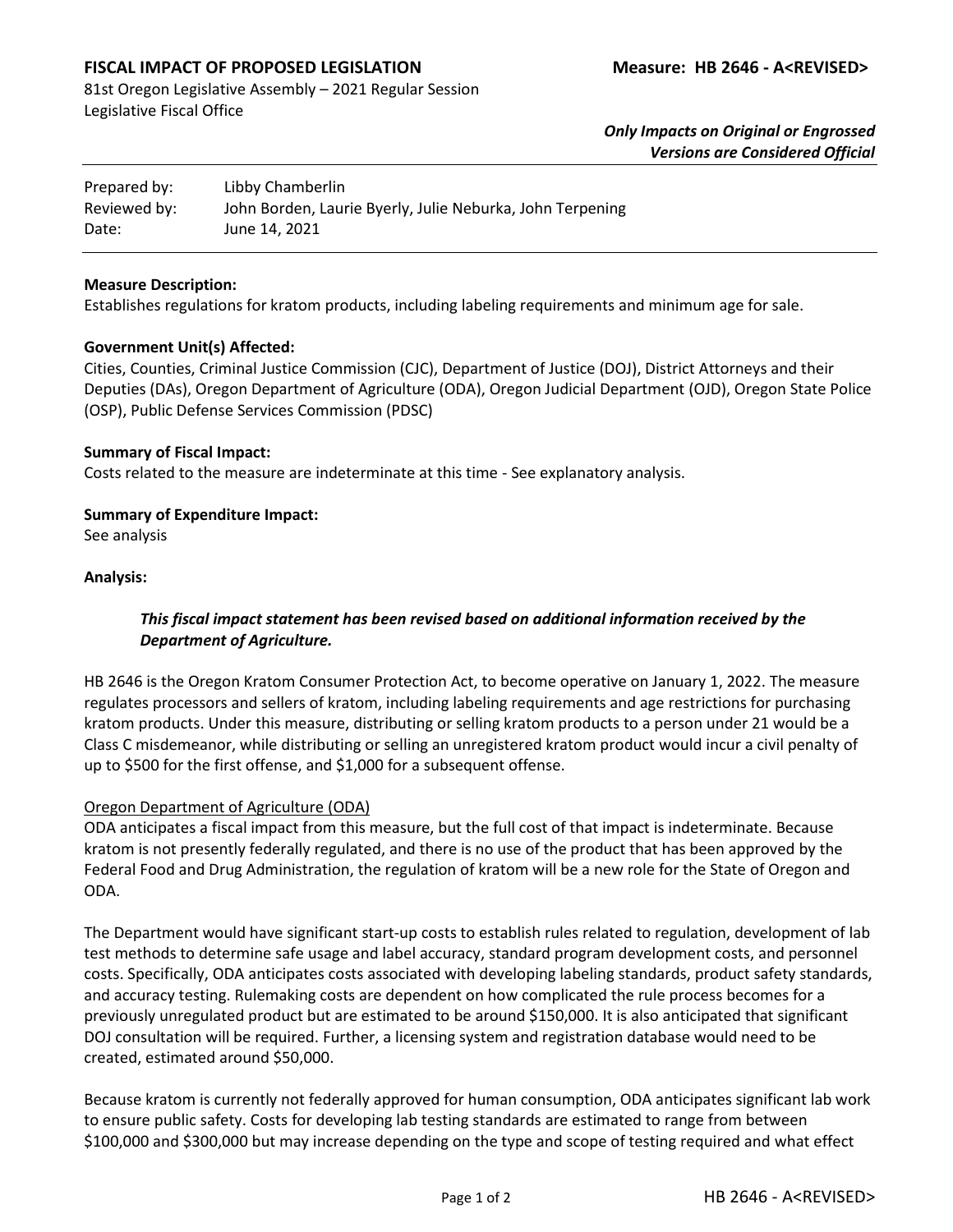**FISCAL IMPACT OF PROPOSED LEGISLATION** **Measure: HB 2646 - A<REVISED>**

81st Oregon Legislative Assembly – 2021 Regular Session
Legislative Fiscal Office

***Only Impacts on Original or Engrossed Versions are Considered Official***

| | |
|---|---|
| Prepared by: | Libby Chamberlin |
| Reviewed by: | John Borden, Laurie Byerly, Julie Neburka, John Terpening |
| Date: | June 14, 2021 |

**Measure Description:**
Establishes regulations for kratom products, including labeling requirements and minimum age for sale.

**Government Unit(s) Affected:**
Cities, Counties, Criminal Justice Commission (CJC), Department of Justice (DOJ), District Attorneys and their Deputies (DAs), Oregon Department of Agriculture (ODA), Oregon Judicial Department (OJD), Oregon State Police (OSP), Public Defense Services Commission (PDSC)

**Summary of Fiscal Impact:**
Costs related to the measure are indeterminate at this time - See explanatory analysis.

**Summary of Expenditure Impact:**
See analysis

**Analysis:**

***This fiscal impact statement has been revised based on additional information received by the Department of Agriculture.***

HB 2646 is the Oregon Kratom Consumer Protection Act, to become operative on January 1, 2022. The measure regulates processors and sellers of kratom, including labeling requirements and age restrictions for purchasing kratom products. Under this measure, distributing or selling kratom products to a person under 21 would be a Class C misdemeanor, while distributing or selling an unregistered kratom product would incur a civil penalty of up to $500 for the first offense, and $1,000 for a subsequent offense.

Oregon Department of Agriculture (ODA)
ODA anticipates a fiscal impact from this measure, but the full cost of that impact is indeterminate. Because kratom is not presently federally regulated, and there is no use of the product that has been approved by the Federal Food and Drug Administration, the regulation of kratom will be a new role for the State of Oregon and ODA.

The Department would have significant start-up costs to establish rules related to regulation, development of lab test methods to determine safe usage and label accuracy, standard program development costs, and personnel costs. Specifically, ODA anticipates costs associated with developing labeling standards, product safety standards, and accuracy testing. Rulemaking costs are dependent on how complicated the rule process becomes for a previously unregulated product but are estimated to be around $150,000. It is also anticipated that significant DOJ consultation will be required. Further, a licensing system and registration database would need to be created, estimated around $50,000.

Because kratom is currently not federally approved for human consumption, ODA anticipates significant lab work to ensure public safety. Costs for developing lab testing standards are estimated to range from between $100,000 and $300,000 but may increase depending on the type and scope of testing required and what effect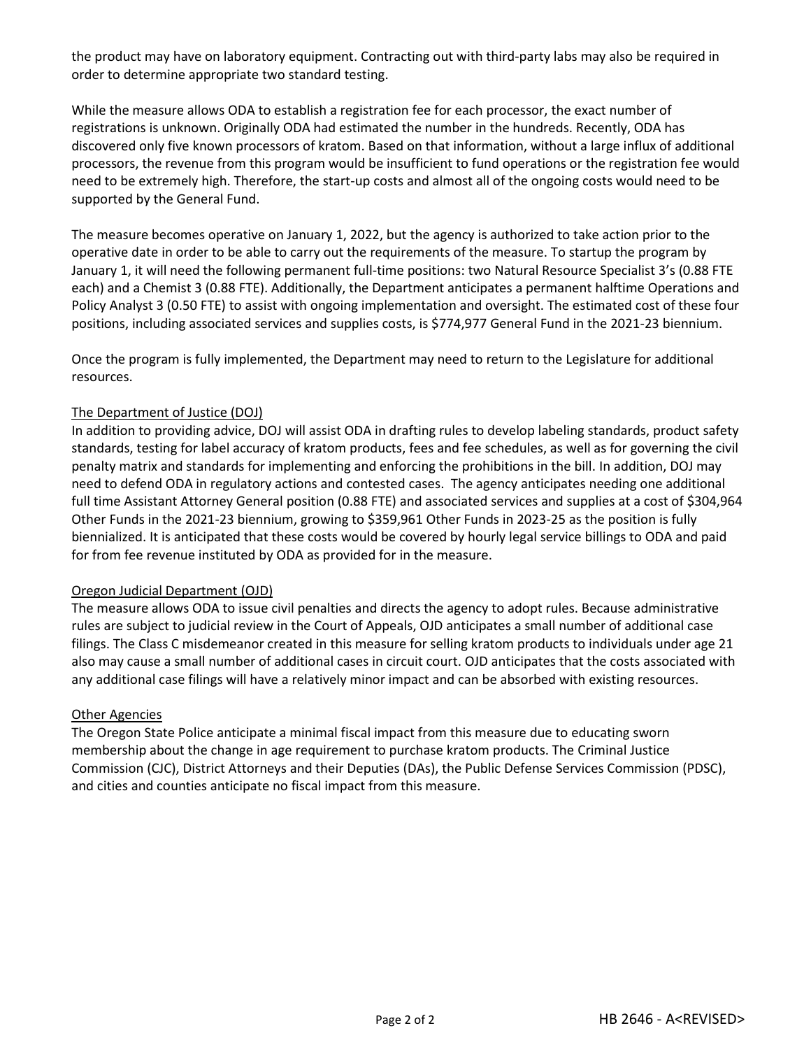the product may have on laboratory equipment. Contracting out with third-party labs may also be required in order to determine appropriate two standard testing.

While the measure allows ODA to establish a registration fee for each processor, the exact number of registrations is unknown. Originally ODA had estimated the number in the hundreds. Recently, ODA has discovered only five known processors of kratom. Based on that information, without a large influx of additional processors, the revenue from this program would be insufficient to fund operations or the registration fee would need to be extremely high. Therefore, the start-up costs and almost all of the ongoing costs would need to be supported by the General Fund.

The measure becomes operative on January 1, 2022, but the agency is authorized to take action prior to the operative date in order to be able to carry out the requirements of the measure. To startup the program by January 1, it will need the following permanent full-time positions: two Natural Resource Specialist 3's (0.88 FTE each) and a Chemist 3 (0.88 FTE). Additionally, the Department anticipates a permanent halftime Operations and Policy Analyst 3 (0.50 FTE) to assist with ongoing implementation and oversight. The estimated cost of these four positions, including associated services and supplies costs, is $774,977 General Fund in the 2021-23 biennium.

Once the program is fully implemented, the Department may need to return to the Legislature for additional resources.

The Department of Justice (DOJ)

In addition to providing advice, DOJ will assist ODA in drafting rules to develop labeling standards, product safety standards, testing for label accuracy of kratom products, fees and fee schedules, as well as for governing the civil penalty matrix and standards for implementing and enforcing the prohibitions in the bill. In addition, DOJ may need to defend ODA in regulatory actions and contested cases. The agency anticipates needing one additional full time Assistant Attorney General position (0.88 FTE) and associated services and supplies at a cost of $304,964 Other Funds in the 2021-23 biennium, growing to $359,961 Other Funds in 2023-25 as the position is fully biennialized. It is anticipated that these costs would be covered by hourly legal service billings to ODA and paid for from fee revenue instituted by ODA as provided for in the measure.

Oregon Judicial Department (OJD)

The measure allows ODA to issue civil penalties and directs the agency to adopt rules. Because administrative rules are subject to judicial review in the Court of Appeals, OJD anticipates a small number of additional case filings. The Class C misdemeanor created in this measure for selling kratom products to individuals under age 21 also may cause a small number of additional cases in circuit court. OJD anticipates that the costs associated with any additional case filings will have a relatively minor impact and can be absorbed with existing resources.

Other Agencies

The Oregon State Police anticipate a minimal fiscal impact from this measure due to educating sworn membership about the change in age requirement to purchase kratom products. The Criminal Justice Commission (CJC), District Attorneys and their Deputies (DAs), the Public Defense Services Commission (PDSC), and cities and counties anticipate no fiscal impact from this measure.